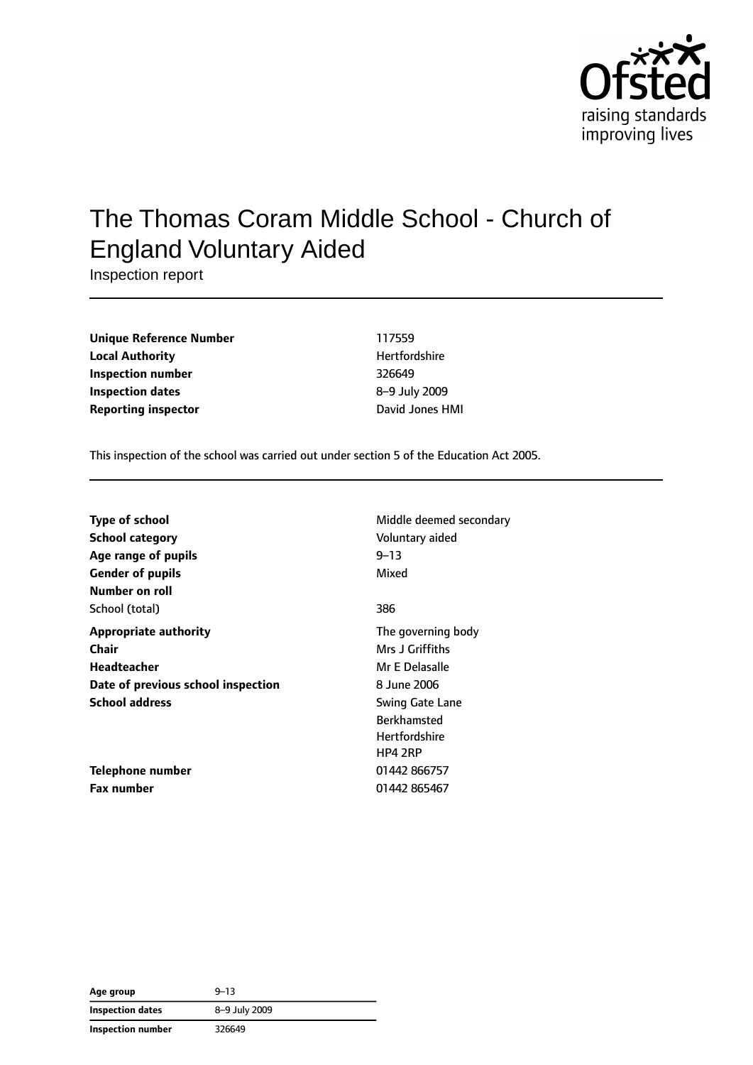Ofsted raising standards improving lives

# The Thomas Coram Middle School - Church of England Voluntary Aided

Inspection report

| | |
|---|---|
| **Unique Reference Number** | 117559 |
| **Local Authority** | Hertfordshire |
| **Inspection number** | 326649 |
| **Inspection dates** | 8–9 July 2009 |
| **Reporting inspector** | David Jones HMI |

This inspection of the school was carried out under section 5 of the Education Act 2005.

| | |
|---|---|
| **Type of school** | Middle deemed secondary |
| **School category** | Voluntary aided |
| **Age range of pupils** | 9–13 |
| **Gender of pupils** | Mixed |
| **Number on roll** | |
| School (total) | 386 |
| **Appropriate authority** | The governing body |
| **Chair** | Mrs J Griffiths |
| **Headteacher** | Mr E Delasalle |
| **Date of previous school inspection** | 8 June 2006 |
| **School address** | Swing Gate Lane<br>Berkhamsted<br>Hertfordshire<br>HP4 2RP |
| **Telephone number** | 01442 866757 |
| **Fax number** | 01442 865467 |

| | |
|---|---|
| **Age group** | 9–13 |
| **Inspection dates** | 8–9 July 2009 |
| **Inspection number** | 326649 |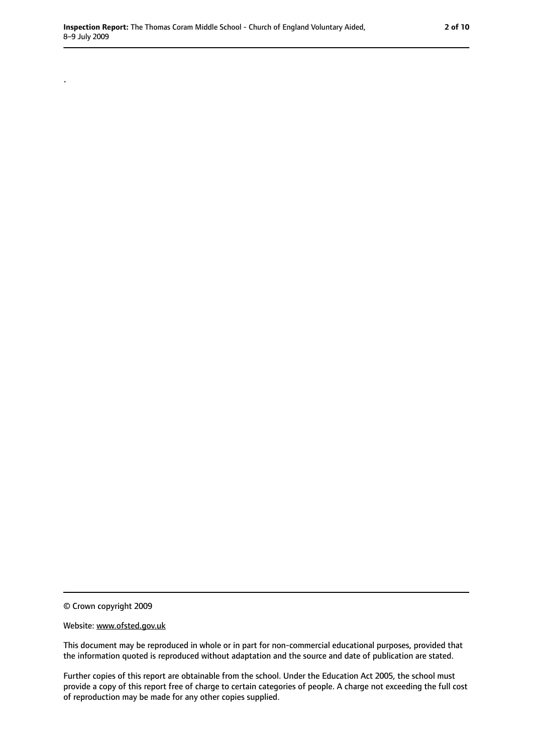.

© Crown copyright 2009

Website: www.ofsted.gov.uk

This document may be reproduced in whole or in part for non-commercial educational purposes, provided that the information quoted is reproduced without adaptation and the source and date of publication are stated.

Further copies of this report are obtainable from the school. Under the Education Act 2005, the school must provide a copy of this report free of charge to certain categories of people. A charge not exceeding the full cost of reproduction may be made for any other copies supplied.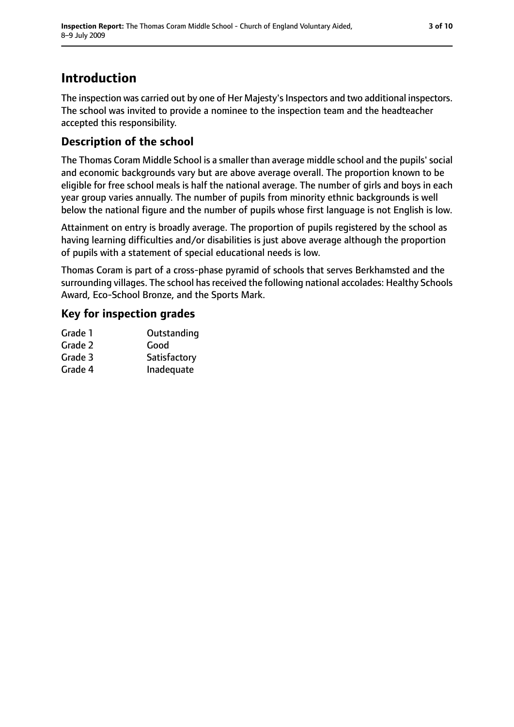# Introduction

The inspection was carried out by one of Her Majesty's Inspectors and two additional inspectors. The school was invited to provide a nominee to the inspection team and the headteacher accepted this responsibility.

## Description of the school

The Thomas Coram Middle School is a smaller than average middle school and the pupils' social and economic backgrounds vary but are above average overall. The proportion known to be eligible for free school meals is half the national average. The number of girls and boys in each year group varies annually. The number of pupils from minority ethnic backgrounds is well below the national figure and the number of pupils whose first language is not English is low.

Attainment on entry is broadly average. The proportion of pupils registered by the school as having learning difficulties and/or disabilities is just above average although the proportion of pupils with a statement of special educational needs is low.

Thomas Coram is part of a cross-phase pyramid of schools that serves Berkhamsted and the surrounding villages. The school has received the following national accolades: Healthy Schools Award, Eco-School Bronze, and the Sports Mark.

## Key for inspection grades

| | |
|---|---|
| Grade 1 | Outstanding |
| Grade 2 | Good |
| Grade 3 | Satisfactory |
| Grade 4 | Inadequate |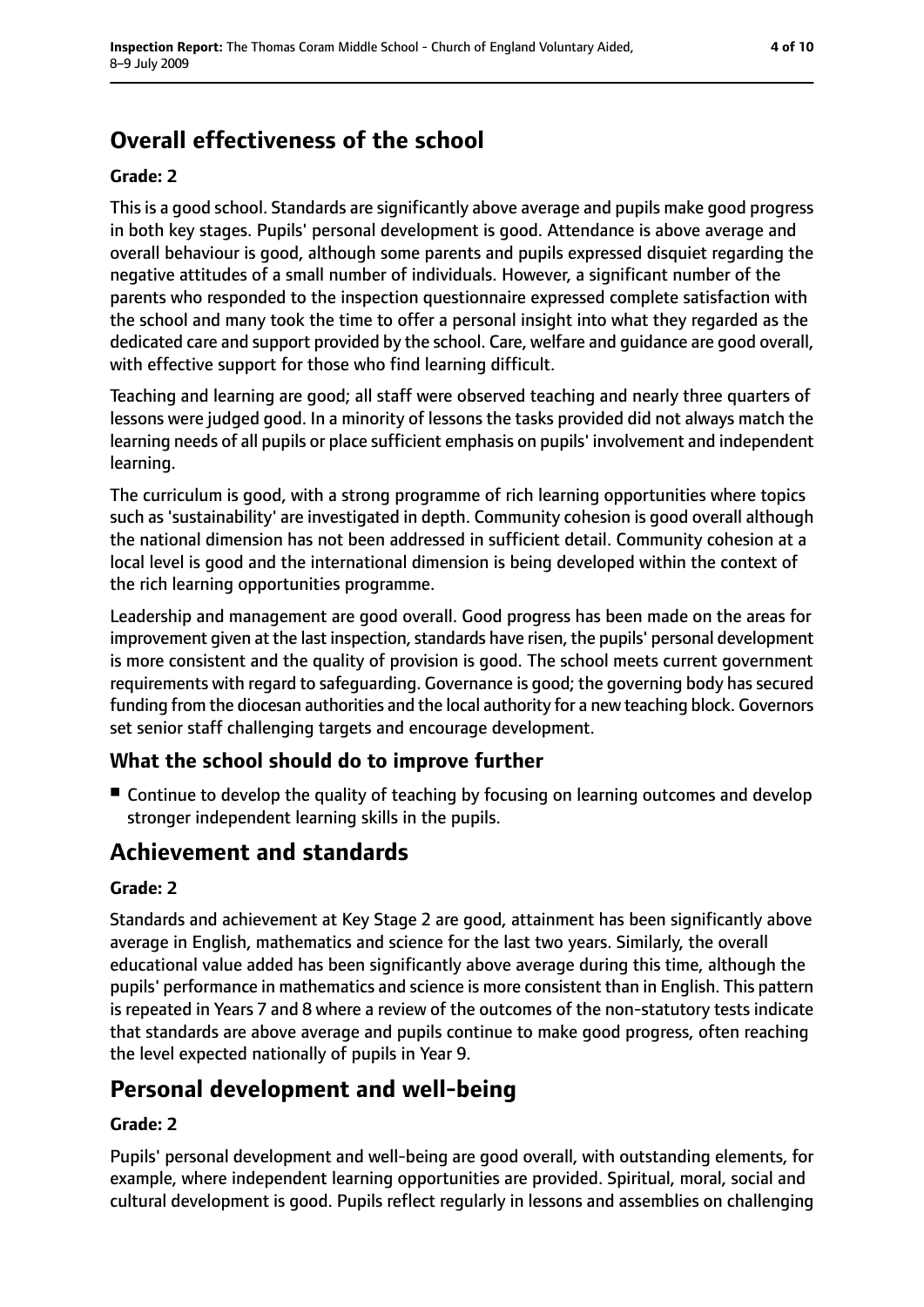# Overall effectiveness of the school

**Grade: 2**

This is a good school. Standards are significantly above average and pupils make good progress in both key stages. Pupils' personal development is good. Attendance is above average and overall behaviour is good, although some parents and pupils expressed disquiet regarding the negative attitudes of a small number of individuals. However, a significant number of the parents who responded to the inspection questionnaire expressed complete satisfaction with the school and many took the time to offer a personal insight into what they regarded as the dedicated care and support provided by the school. Care, welfare and guidance are good overall, with effective support for those who find learning difficult.

Teaching and learning are good; all staff were observed teaching and nearly three quarters of lessons were judged good. In a minority of lessons the tasks provided did not always match the learning needs of all pupils or place sufficient emphasis on pupils' involvement and independent learning.

The curriculum is good, with a strong programme of rich learning opportunities where topics such as 'sustainability' are investigated in depth. Community cohesion is good overall although the national dimension has not been addressed in sufficient detail. Community cohesion at a local level is good and the international dimension is being developed within the context of the rich learning opportunities programme.

Leadership and management are good overall. Good progress has been made on the areas for improvement given at the last inspection, standards have risen, the pupils' personal development is more consistent and the quality of provision is good. The school meets current government requirements with regard to safeguarding. Governance is good; the governing body has secured funding from the diocesan authorities and the local authority for a new teaching block. Governors set senior staff challenging targets and encourage development.

## What the school should do to improve further

- Continue to develop the quality of teaching by focusing on learning outcomes and develop stronger independent learning skills in the pupils.

# Achievement and standards

**Grade: 2**

Standards and achievement at Key Stage 2 are good, attainment has been significantly above average in English, mathematics and science for the last two years. Similarly, the overall educational value added has been significantly above average during this time, although the pupils' performance in mathematics and science is more consistent than in English. This pattern is repeated in Years 7 and 8 where a review of the outcomes of the non-statutory tests indicate that standards are above average and pupils continue to make good progress, often reaching the level expected nationally of pupils in Year 9.

# Personal development and well-being

**Grade: 2**

Pupils' personal development and well-being are good overall, with outstanding elements, for example, where independent learning opportunities are provided. Spiritual, moral, social and cultural development is good. Pupils reflect regularly in lessons and assemblies on challenging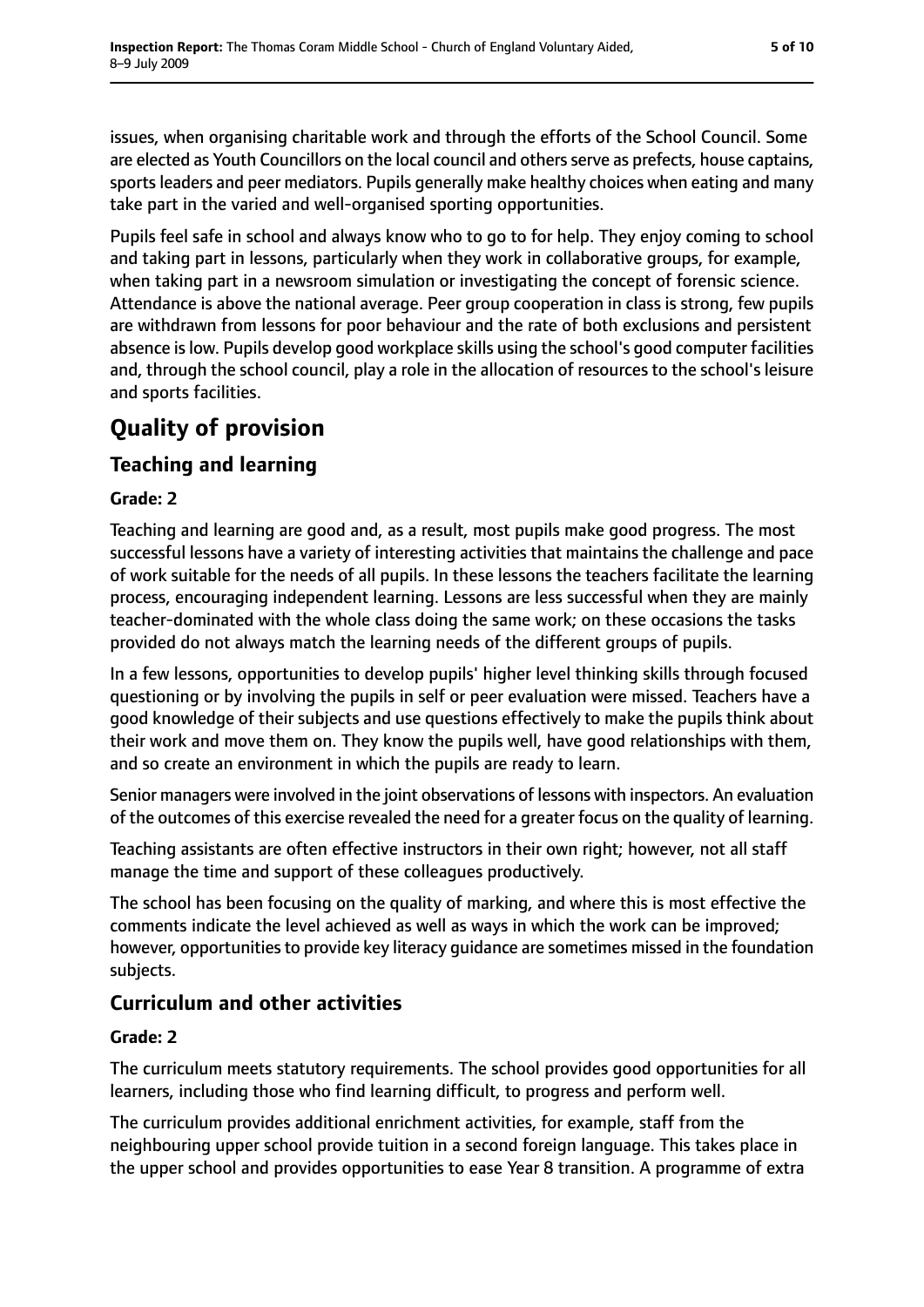issues, when organising charitable work and through the efforts of the School Council. Some are elected as Youth Councillors on the local council and others serve as prefects, house captains, sports leaders and peer mediators. Pupils generally make healthy choices when eating and many take part in the varied and well-organised sporting opportunities.

Pupils feel safe in school and always know who to go to for help. They enjoy coming to school and taking part in lessons, particularly when they work in collaborative groups, for example, when taking part in a newsroom simulation or investigating the concept of forensic science. Attendance is above the national average. Peer group cooperation in class is strong, few pupils are withdrawn from lessons for poor behaviour and the rate of both exclusions and persistent absence is low. Pupils develop good workplace skills using the school's good computer facilities and, through the school council, play a role in the allocation of resources to the school's leisure and sports facilities.

# Quality of provision

## Teaching and learning

**Grade: 2**

Teaching and learning are good and, as a result, most pupils make good progress. The most successful lessons have a variety of interesting activities that maintains the challenge and pace of work suitable for the needs of all pupils. In these lessons the teachers facilitate the learning process, encouraging independent learning. Lessons are less successful when they are mainly teacher-dominated with the whole class doing the same work; on these occasions the tasks provided do not always match the learning needs of the different groups of pupils.

In a few lessons, opportunities to develop pupils' higher level thinking skills through focused questioning or by involving the pupils in self or peer evaluation were missed. Teachers have a good knowledge of their subjects and use questions effectively to make the pupils think about their work and move them on. They know the pupils well, have good relationships with them, and so create an environment in which the pupils are ready to learn.

Senior managers were involved in the joint observations of lessons with inspectors. An evaluation of the outcomes of this exercise revealed the need for a greater focus on the quality of learning.

Teaching assistants are often effective instructors in their own right; however, not all staff manage the time and support of these colleagues productively.

The school has been focusing on the quality of marking, and where this is most effective the comments indicate the level achieved as well as ways in which the work can be improved; however, opportunities to provide key literacy guidance are sometimes missed in the foundation subjects.

## Curriculum and other activities

**Grade: 2**

The curriculum meets statutory requirements. The school provides good opportunities for all learners, including those who find learning difficult, to progress and perform well.

The curriculum provides additional enrichment activities, for example, staff from the neighbouring upper school provide tuition in a second foreign language. This takes place in the upper school and provides opportunities to ease Year 8 transition. A programme of extra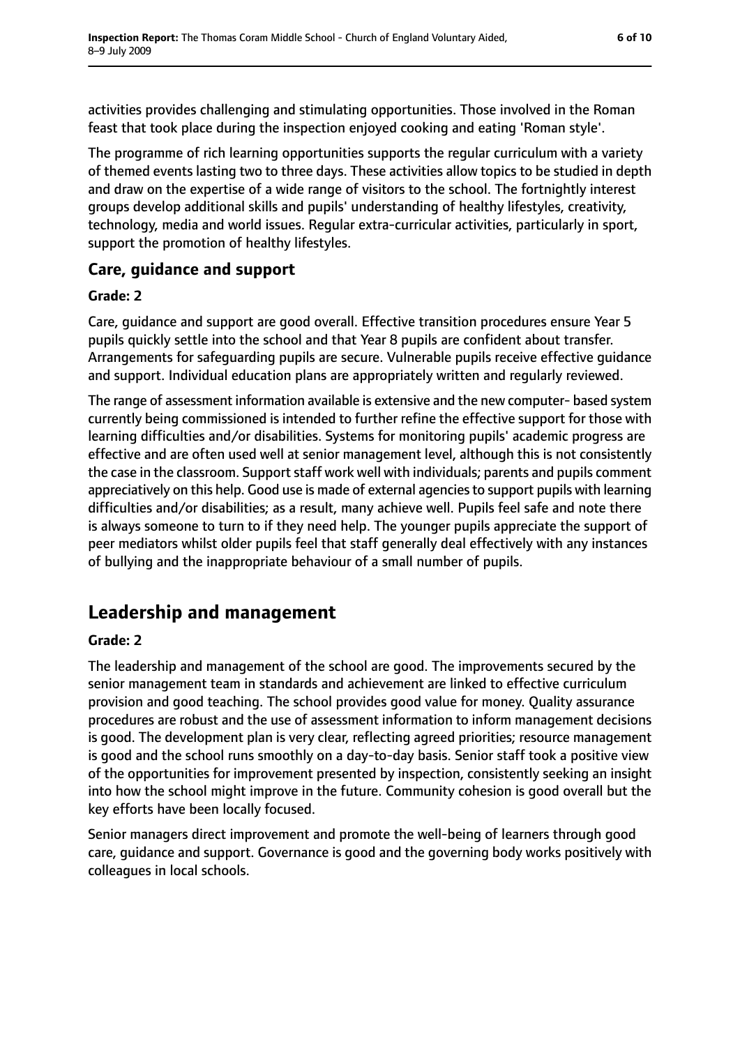activities provides challenging and stimulating opportunities. Those involved in the Roman feast that took place during the inspection enjoyed cooking and eating 'Roman style'.

The programme of rich learning opportunities supports the regular curriculum with a variety of themed events lasting two to three days. These activities allow topics to be studied in depth and draw on the expertise of a wide range of visitors to the school. The fortnightly interest groups develop additional skills and pupils' understanding of healthy lifestyles, creativity, technology, media and world issues. Regular extra-curricular activities, particularly in sport, support the promotion of healthy lifestyles.

### Care, guidance and support

#### Grade: 2

Care, guidance and support are good overall. Effective transition procedures ensure Year 5 pupils quickly settle into the school and that Year 8 pupils are confident about transfer. Arrangements for safeguarding pupils are secure. Vulnerable pupils receive effective guidance and support. Individual education plans are appropriately written and regularly reviewed.

The range of assessment information available is extensive and the new computer- based system currently being commissioned is intended to further refine the effective support for those with learning difficulties and/or disabilities. Systems for monitoring pupils' academic progress are effective and are often used well at senior management level, although this is not consistently the case in the classroom. Support staff work well with individuals; parents and pupils comment appreciatively on this help. Good use is made of external agencies to support pupils with learning difficulties and/or disabilities; as a result, many achieve well. Pupils feel safe and note there is always someone to turn to if they need help. The younger pupils appreciate the support of peer mediators whilst older pupils feel that staff generally deal effectively with any instances of bullying and the inappropriate behaviour of a small number of pupils.

## Leadership and management

#### Grade: 2

The leadership and management of the school are good. The improvements secured by the senior management team in standards and achievement are linked to effective curriculum provision and good teaching. The school provides good value for money. Quality assurance procedures are robust and the use of assessment information to inform management decisions is good. The development plan is very clear, reflecting agreed priorities; resource management is good and the school runs smoothly on a day-to-day basis. Senior staff took a positive view of the opportunities for improvement presented by inspection, consistently seeking an insight into how the school might improve in the future. Community cohesion is good overall but the key efforts have been locally focused.

Senior managers direct improvement and promote the well-being of learners through good care, guidance and support. Governance is good and the governing body works positively with colleagues in local schools.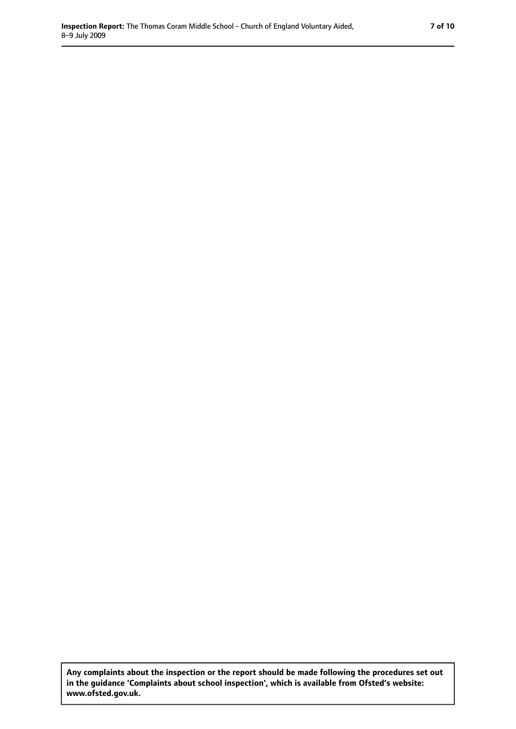**Any complaints about the inspection or the report should be made following the procedures set out in the guidance 'Complaints about school inspection', which is available from Ofsted's website: www.ofsted.gov.uk.**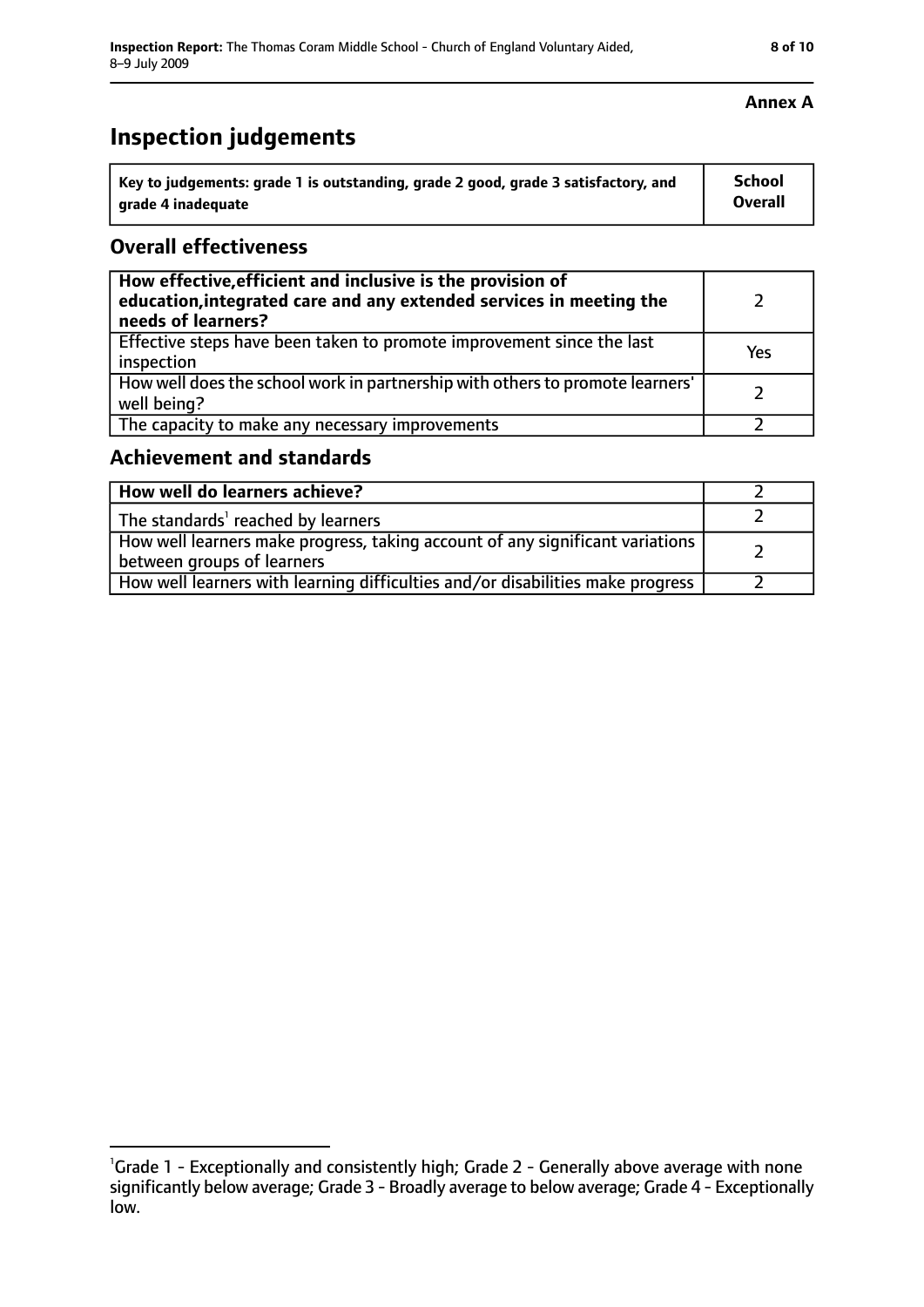**Annex A**

# Inspection judgements

| Key to judgements: grade 1 is outstanding, grade 2 good, grade 3 satisfactory, and grade 4 inadequate | School Overall |
|---|---|

## Overall effectiveness

| | |
|---|---|
| **How effective, efficient and inclusive is the provision of education, integrated care and any extended services in meeting the needs of learners?** | 2 |
| Effective steps have been taken to promote improvement since the last inspection | Yes |
| How well does the school work in partnership with others to promote learners' well being? | 2 |
| The capacity to make any necessary improvements | 2 |

## Achievement and standards

| | |
|---|---|
| **How well do learners achieve?** | 2 |
| The standards[1] reached by learners | 2 |
| How well learners make progress, taking account of any significant variations between groups of learners | 2 |
| How well learners with learning difficulties and/or disabilities make progress | 2 |

[1]Grade 1 - Exceptionally and consistently high; Grade 2 - Generally above average with none significantly below average; Grade 3 - Broadly average to below average; Grade 4 - Exceptionally low.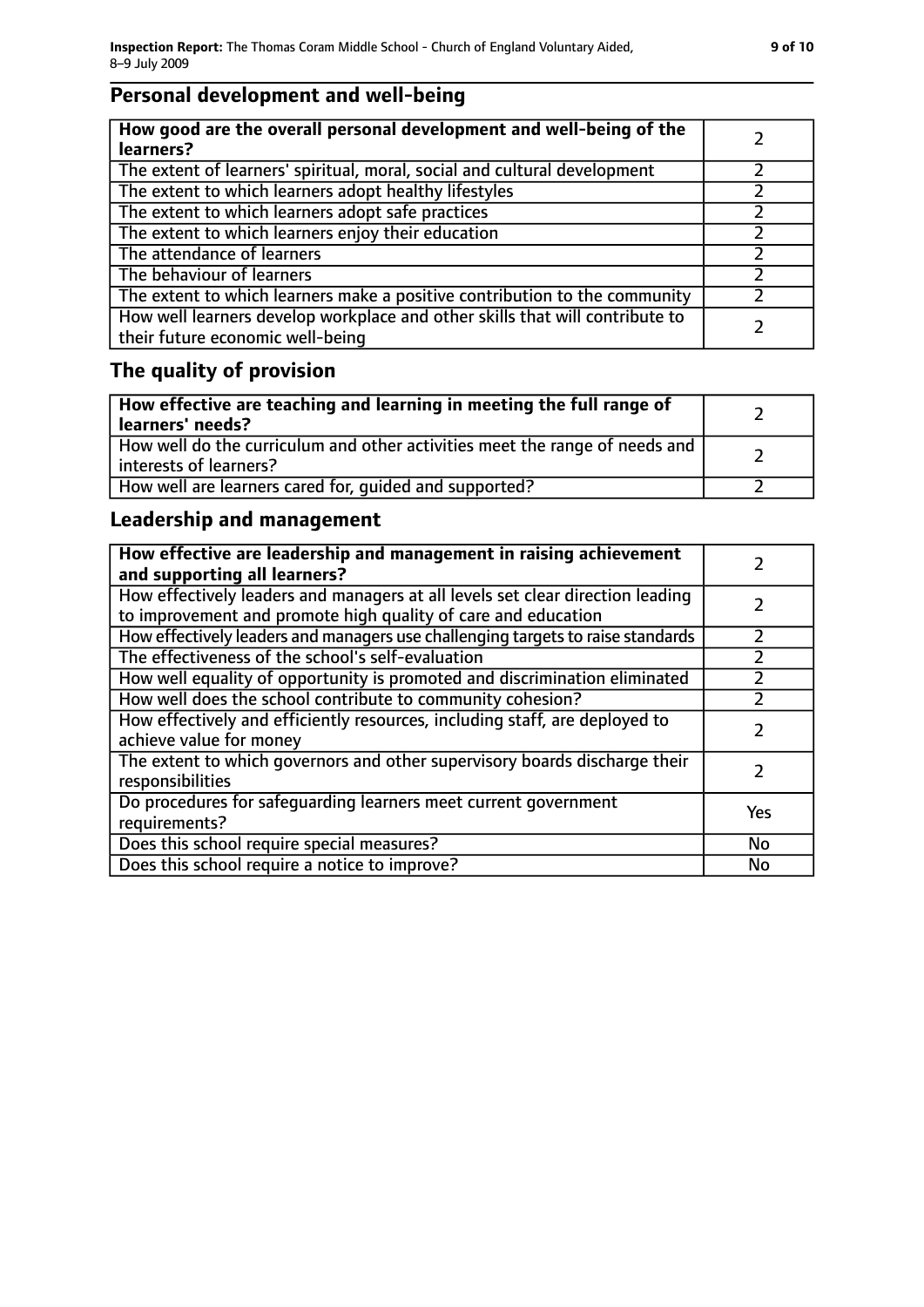## Personal development and well-being

| **How good are the overall personal development and well-being of the learners?** | 2 |
| --- | --- |
| The extent of learners' spiritual, moral, social and cultural development | 2 |
| The extent to which learners adopt healthy lifestyles | 2 |
| The extent to which learners adopt safe practices | 2 |
| The extent to which learners enjoy their education | 2 |
| The attendance of learners | 2 |
| The behaviour of learners | 2 |
| The extent to which learners make a positive contribution to the community | 2 |
| How well learners develop workplace and other skills that will contribute to their future economic well-being | 2 |

## The quality of provision

| **How effective are teaching and learning in meeting the full range of learners' needs?** | 2 |
| --- | --- |
| How well do the curriculum and other activities meet the range of needs and interests of learners? | 2 |
| How well are learners cared for, guided and supported? | 2 |

## Leadership and management

| **How effective are leadership and management in raising achievement and supporting all learners?** | 2 |
| --- | --- |
| How effectively leaders and managers at all levels set clear direction leading to improvement and promote high quality of care and education | 2 |
| How effectively leaders and managers use challenging targets to raise standards | 2 |
| The effectiveness of the school's self-evaluation | 2 |
| How well equality of opportunity is promoted and discrimination eliminated | 2 |
| How well does the school contribute to community cohesion? | 2 |
| How effectively and efficiently resources, including staff, are deployed to achieve value for money | 2 |
| The extent to which governors and other supervisory boards discharge their responsibilities | 2 |
| Do procedures for safeguarding learners meet current government requirements? | Yes |
| Does this school require special measures? | No |
| Does this school require a notice to improve? | No |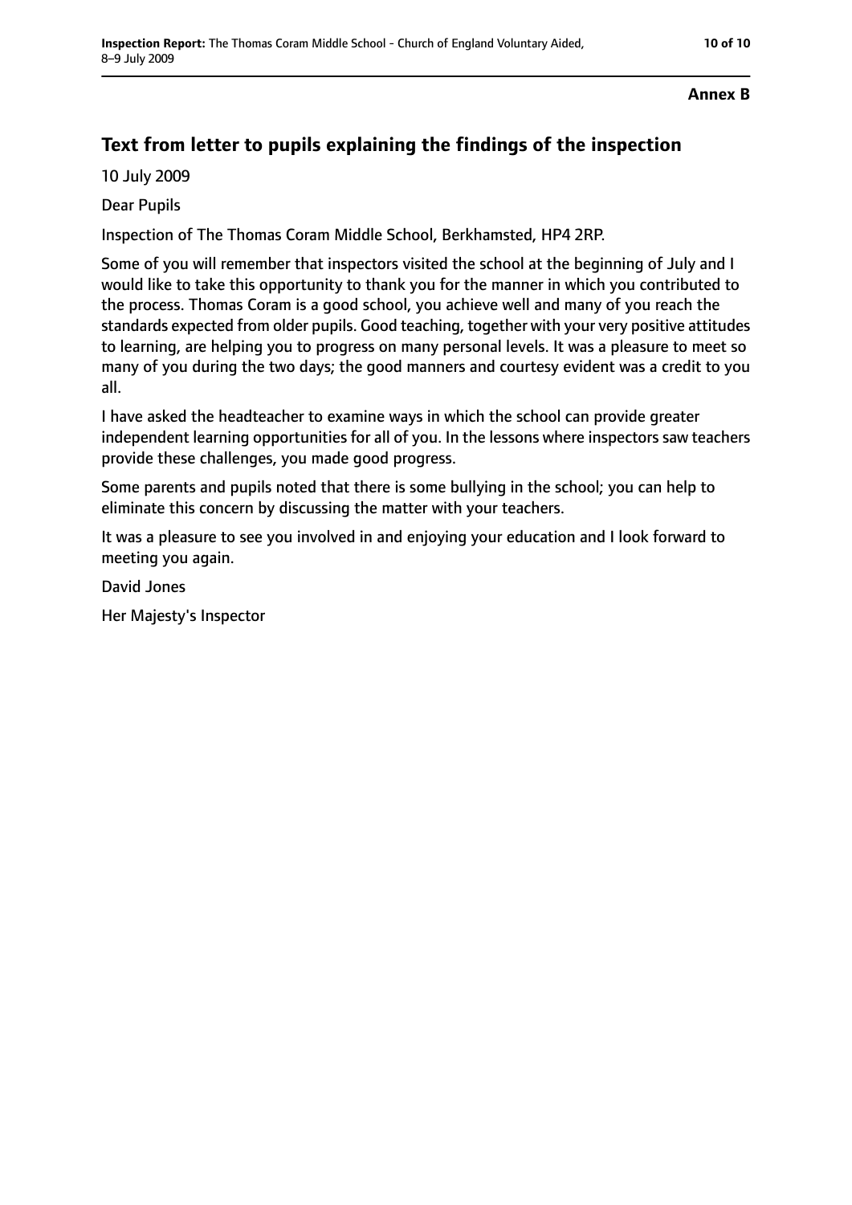**Annex B**

## Text from letter to pupils explaining the findings of the inspection

10 July 2009

Dear Pupils

Inspection of The Thomas Coram Middle School, Berkhamsted, HP4 2RP.

Some of you will remember that inspectors visited the school at the beginning of July and I would like to take this opportunity to thank you for the manner in which you contributed to the process. Thomas Coram is a good school, you achieve well and many of you reach the standards expected from older pupils. Good teaching, together with your very positive attitudes to learning, are helping you to progress on many personal levels. It was a pleasure to meet so many of you during the two days; the good manners and courtesy evident was a credit to you all.

I have asked the headteacher to examine ways in which the school can provide greater independent learning opportunities for all of you. In the lessons where inspectors saw teachers provide these challenges, you made good progress.

Some parents and pupils noted that there is some bullying in the school; you can help to eliminate this concern by discussing the matter with your teachers.

It was a pleasure to see you involved in and enjoying your education and I look forward to meeting you again.

David Jones

Her Majesty's Inspector